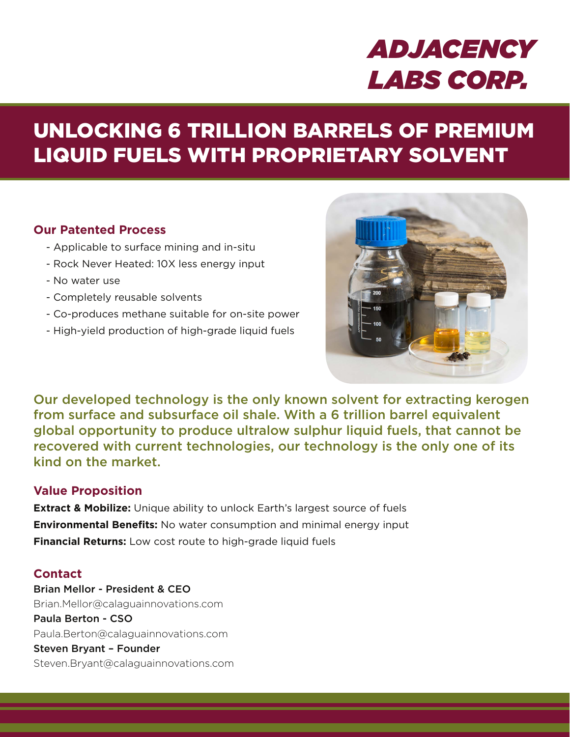# ADJACENCY LABS CORP.

## UNLOCKING 6 TRILLION BARRELS OF PREMIUM LIQUID FUELS WITH PROPRIETARY SOLVENT

### Our Patented Process

- Applicable to surface mining and in-situ
- Rock Never Heated: 10X less energy input
- No water use
- Completely reusable solvents
- Co-produces methane suitable for on-site power
- High-yield production of high-grade liquid fuels

Our developed technology is the only known solvent for extracting kerogen from surface and subsurface oil shale. With a 6 trillion barrel equivalent global opportunity to produce ultralow sulphur liquid fuels, that cannot be recovered with current technologies, our technology is the only one of its kind on the market.

### Value Proposition

**Extract & Mobilize:** Unique ability to unlock Earth's largest source of fuels

**Environmental Benefits:** No water consumption and minimal energy input

**Financial Returns:** Low cost route to high-grade liquid fuels

### Contact

**Brian Mellor - President & CEO**
Brian.Mellor@calaguainnovations.com

**Paula Berton - CSO**
Paula.Berton@calaguainnovations.com

**Steven Bryant – Founder**
Steven.Bryant@calaguainnovations.com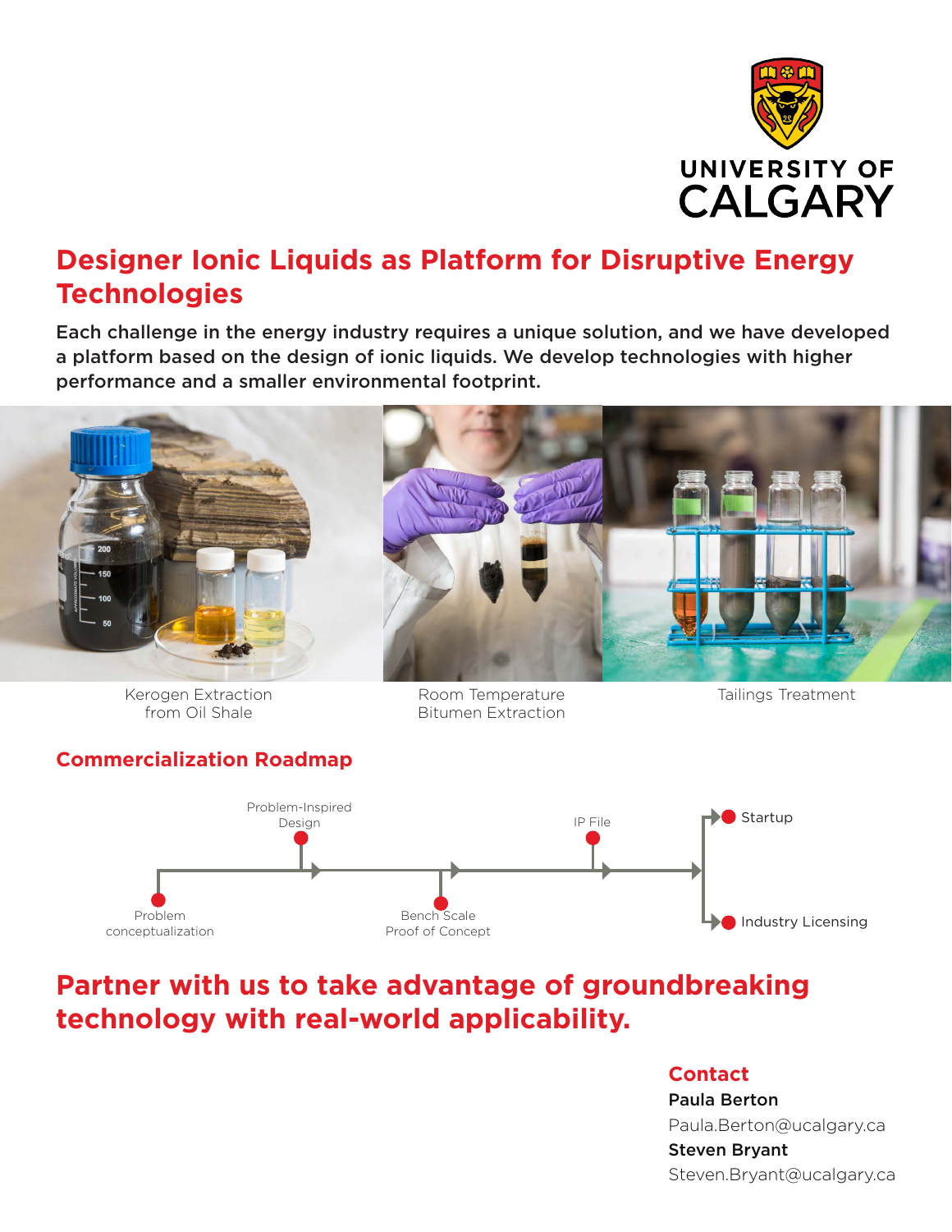UNIVERSITY OF CALGARY

# Designer Ionic Liquids as Platform for Disruptive Energy Technologies

**Each challenge in the energy industry requires a unique solution, and we have developed a platform based on the design of ionic liquids. We develop technologies with higher performance and a smaller environmental footprint.**

Kerogen Extraction from Oil Shale

Room Temperature Bitumen Extraction

Tailings Treatment

## Commercialization Roadmap

Problem conceptualization

Problem-Inspired Design

Bench Scale Proof of Concept

IP File

Startup

Industry Licensing

## Partner with us to take advantage of groundbreaking technology with real-world applicability.

### Contact

**Paula Berton**
Paula.Berton@ucalgary.ca

**Steven Bryant**
Steven.Bryant@ucalgary.ca